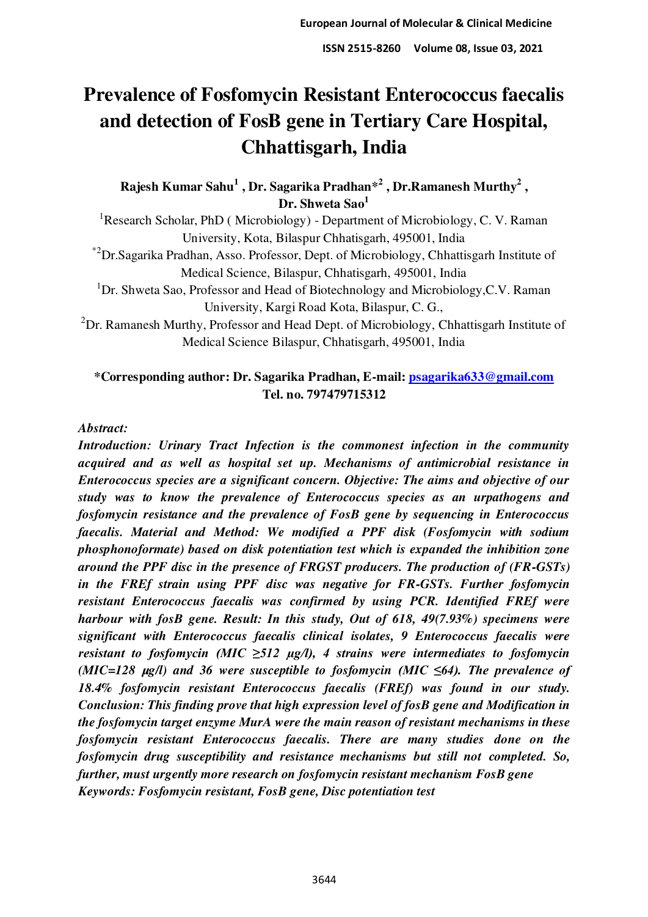# Prevalence of Fosfomycin Resistant Enterococcus faecalis and detection of FosB gene in Tertiary Care Hospital, Chhattisgarh, India

**Rajesh Kumar Sahu[1] , Dr. Sagarika Pradhan*[2] , Dr.Ramanesh Murthy[2] , Dr. Shweta Sao[1]**

[1]Research Scholar, PhD ( Microbiology) - Department of Microbiology, C. V. Raman University, Kota, Bilaspur Chhatisgarh, 495001, India

[*2]Dr.Sagarika Pradhan, Asso. Professor, Dept. of Microbiology, Chhattisgarh Institute of Medical Science, Bilaspur, Chhatisgarh, 495001, India

[1]Dr. Shweta Sao, Professor and Head of Biotechnology and Microbiology,C.V. Raman University, Kargi Road Kota, Bilaspur, C. G.,

[2]Dr. Ramanesh Murthy, Professor and Head Dept. of Microbiology, Chhattisgarh Institute of Medical Science Bilaspur, Chhatisgarh, 495001, India

**\*Corresponding author: Dr. Sagarika Pradhan, E-mail: psagarika633@gmail.com**
**Tel. no. 797479715312**

*Abstract:*

***Introduction: Urinary Tract Infection is the commonest infection in the community acquired and as well as hospital set up. Mechanisms of antimicrobial resistance in Enterococcus species are a significant concern. Objective: The aims and objective of our study was to know the prevalence of Enterococcus species as an urpathogens and fosfomycin resistance and the prevalence of FosB gene by sequencing in Enterococcus faecalis. Material and Method: We modified a PPF disk (Fosfomycin with sodium phosphonoformate) based on disk potentiation test which is expanded the inhibition zone around the PPF disc in the presence of FRGST producers. The production of (FR-GSTs) in the FREf strain using PPF disc was negative for FR-GSTs. Further fosfomycin resistant Enterococcus faecalis was confirmed by using PCR. Identified FREf were harbour with fosB gene. Result: In this study, Out of 618, 49(7.93%) specimens were significant with Enterococcus faecalis clinical isolates, 9 Enterococcus faecalis were resistant to fosfomycin (MIC ≥512 µg/l), 4 strains were intermediates to fosfomycin (MIC=128 µg/l) and 36 were susceptible to fosfomycin (MIC ≤64). The prevalence of 18.4% fosfomycin resistant Enterococcus faecalis (FREf) was found in our study. Conclusion: This finding prove that high expression level of fosB gene and Modification in the fosfomycin target enzyme MurA were the main reason of resistant mechanisms in these fosfomycin resistant Enterococcus faecalis. There are many studies done on the fosfomycin drug susceptibility and resistance mechanisms but still not completed. So, further, must urgently more research on fosfomycin resistant mechanism FosB gene***

***Keywords: Fosfomycin resistant, FosB gene, Disc potentiation test***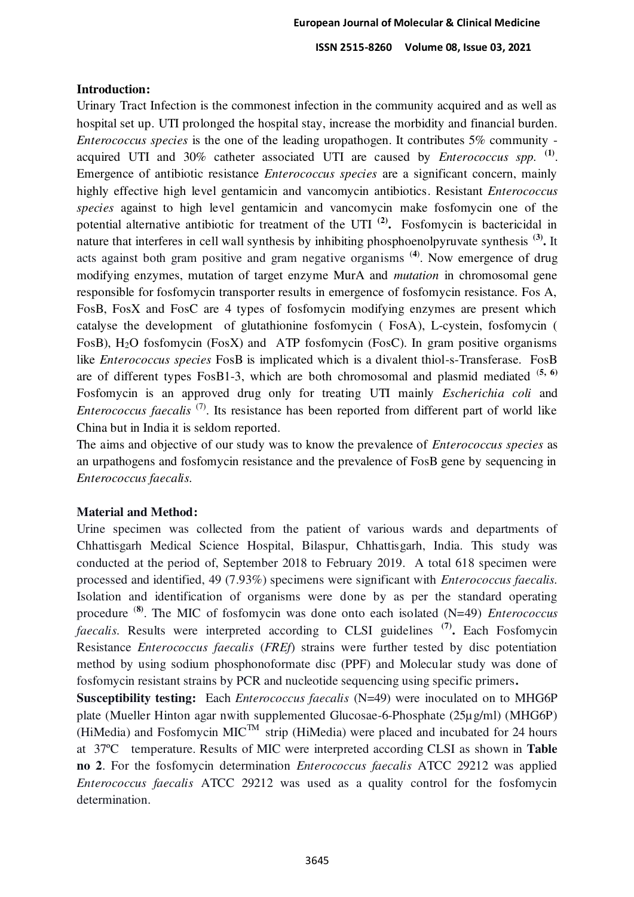## Introduction:

Urinary Tract Infection is the commonest infection in the community acquired and as well as hospital set up. UTI prolonged the hospital stay, increase the morbidity and financial burden. *Enterococcus species* is the one of the leading uropathogen. It contributes 5% community - acquired UTI and 30% catheter associated UTI are caused by *Enterococcus spp.* [1]. Emergence of antibiotic resistance *Enterococcus species* are a significant concern, mainly highly effective high level gentamicin and vancomycin antibiotics. Resistant *Enterococcus species* against to high level gentamicin and vancomycin make fosfomycin one of the potential alternative antibiotic for treatment of the UTI [2]**.** Fosfomycin is bactericidal in nature that interferes in cell wall synthesis by inhibiting phosphoenolpyruvate synthesis [3]**.** It acts against both gram positive and gram negative organisms [4]. Now emergence of drug modifying enzymes, mutation of target enzyme MurA and *mutation* in chromosomal gene responsible for fosfomycin transporter results in emergence of fosfomycin resistance. Fos A, FosB, FosX and FosC are 4 types of fosfomycin modifying enzymes are present which catalyse the development of glutathionine fosfomycin ( FosA), L-cystein, fosfomycin ( FosB), $H_2O$ fosfomycin (FosX) and ATP fosfomycin (FosC). In gram positive organisms like *Enterococcus species* FosB is implicated which is a divalent thiol-s-Transferase. FosB are of different types FosB1-3, which are both chromosomal and plasmid mediated [5, 6] Fosfomycin is an approved drug only for treating UTI mainly *Escherichia coli* and *Enterococcus faecalis* [7]. Its resistance has been reported from different part of world like China but in India it is seldom reported.

The aims and objective of our study was to know the prevalence of *Enterococcus species* as an urpathogens and fosfomycin resistance and the prevalence of FosB gene by sequencing in *Enterococcus faecalis.*

## Material and Method:

Urine specimen was collected from the patient of various wards and departments of Chhattisgarh Medical Science Hospital, Bilaspur, Chhattisgarh, India. This study was conducted at the period of, September 2018 to February 2019. A total 618 specimen were processed and identified, 49 (7.93%) specimens were significant with *Enterococcus faecalis.* Isolation and identification of organisms were done by as per the standard operating procedure [8]. The MIC of fosfomycin was done onto each isolated (N=49) *Enterococcus faecalis.* Results were interpreted according to CLSI guidelines [7]**.** Each Fosfomycin Resistance *Enterococcus faecalis* (*FREf*) strains were further tested by disc potentiation method by using sodium phosphonoformate disc (PPF) and Molecular study was done of fosfomycin resistant strains by PCR and nucleotide sequencing using specific primers**.**

**Susceptibility testing:** Each *Enterococcus faecalis* (N=49) were inoculated on to MHG6P plate (Mueller Hinton agar nwith supplemented Glucosae-6-Phosphate (25µg/ml) (MHG6P) (HiMedia) and Fosfomycin MIC™ strip (HiMedia) were placed and incubated for 24 hours at 37ºC temperature. Results of MIC were interpreted according CLSI as shown in **Table no 2**. For the fosfomycin determination *Enterococcus faecalis* ATCC 29212 was applied *Enterococcus faecalis* ATCC 29212 was used as a quality control for the fosfomycin determination.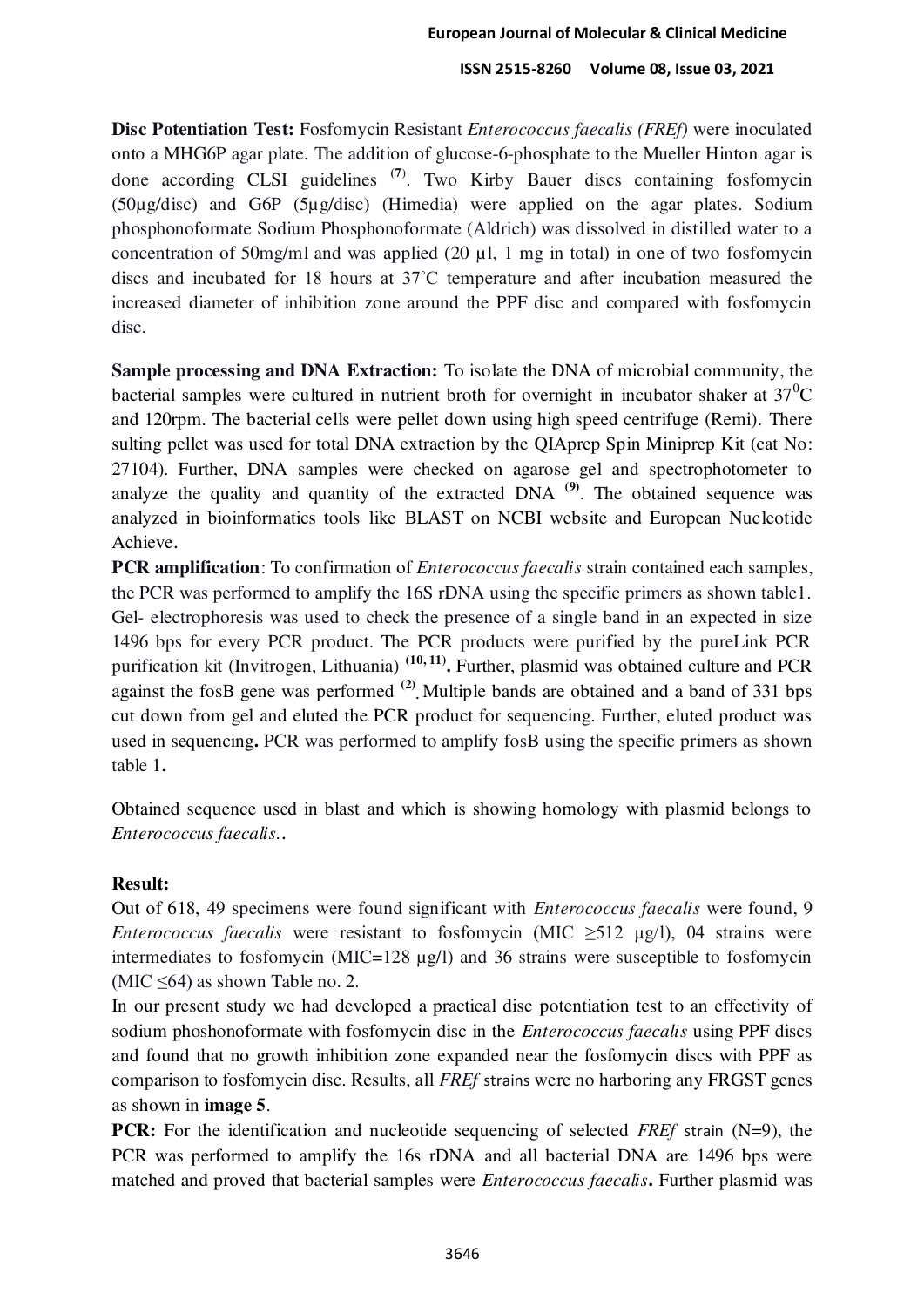**Disc Potentiation Test:** Fosfomycin Resistant *Enterococcus faecalis (FREf)* were inoculated onto a MHG6P agar plate. The addition of glucose-6-phosphate to the Mueller Hinton agar is done according CLSI guidelines [7]. Two Kirby Bauer discs containing fosfomycin (50µg/disc) and G6P (5µg/disc) (Himedia) were applied on the agar plates. Sodium phosphonoformate Sodium Phosphonoformate (Aldrich) was dissolved in distilled water to a concentration of 50mg/ml and was applied (20 µl, 1 mg in total) in one of two fosfomycin discs and incubated for 18 hours at 37˚C temperature and after incubation measured the increased diameter of inhibition zone around the PPF disc and compared with fosfomycin disc.

**Sample processing and DNA Extraction:** To isolate the DNA of microbial community, the bacterial samples were cultured in nutrient broth for overnight in incubator shaker at $37^0$C and 120rpm. The bacterial cells were pellet down using high speed centrifuge (Remi). There sulting pellet was used for total DNA extraction by the QIAprep Spin Miniprep Kit (cat No: 27104). Further, DNA samples were checked on agarose gel and spectrophotometer to analyze the quality and quantity of the extracted DNA [9]. The obtained sequence was analyzed in bioinformatics tools like BLAST on NCBI website and European Nucleotide Achieve.

**PCR amplification**: To confirmation of *Enterococcus faecalis* strain contained each samples, the PCR was performed to amplify the 16S rDNA using the specific primers as shown table1. Gel- electrophoresis was used to check the presence of a single band in an expected in size 1496 bps for every PCR product. The PCR products were purified by the pureLink PCR purification kit (Invitrogen, Lithuania) [10, 11]**.** Further, plasmid was obtained culture and PCR against the fosB gene was performed [2]. Multiple bands are obtained and a band of 331 bps cut down from gel and eluted the PCR product for sequencing. Further, eluted product was used in sequencing**.** PCR was performed to amplify fosB using the specific primers as shown table 1**.**

Obtained sequence used in blast and which is showing homology with plasmid belongs to *Enterococcus faecalis*..

**Result:**

Out of 618, 49 specimens were found significant with *Enterococcus faecalis* were found, 9 *Enterococcus faecalis* were resistant to fosfomycin (MIC ≥512 µg/l), 04 strains were intermediates to fosfomycin (MIC=128 µg/l) and 36 strains were susceptible to fosfomycin (MIC ≤64) as shown Table no. 2.

In our present study we had developed a practical disc potentiation test to an effectivity of sodium phoshonoformate with fosfomycin disc in the *Enterococcus faecalis* using PPF discs and found that no growth inhibition zone expanded near the fosfomycin discs with PPF as comparison to fosfomycin disc. Results, all *FREf* strains were no harboring any FRGST genes as shown in **image 5**.

**PCR:** For the identification and nucleotide sequencing of selected *FREf* strain (N=9), the PCR was performed to amplify the 16s rDNA and all bacterial DNA are 1496 bps were matched and proved that bacterial samples were *Enterococcus faecalis***.** Further plasmid was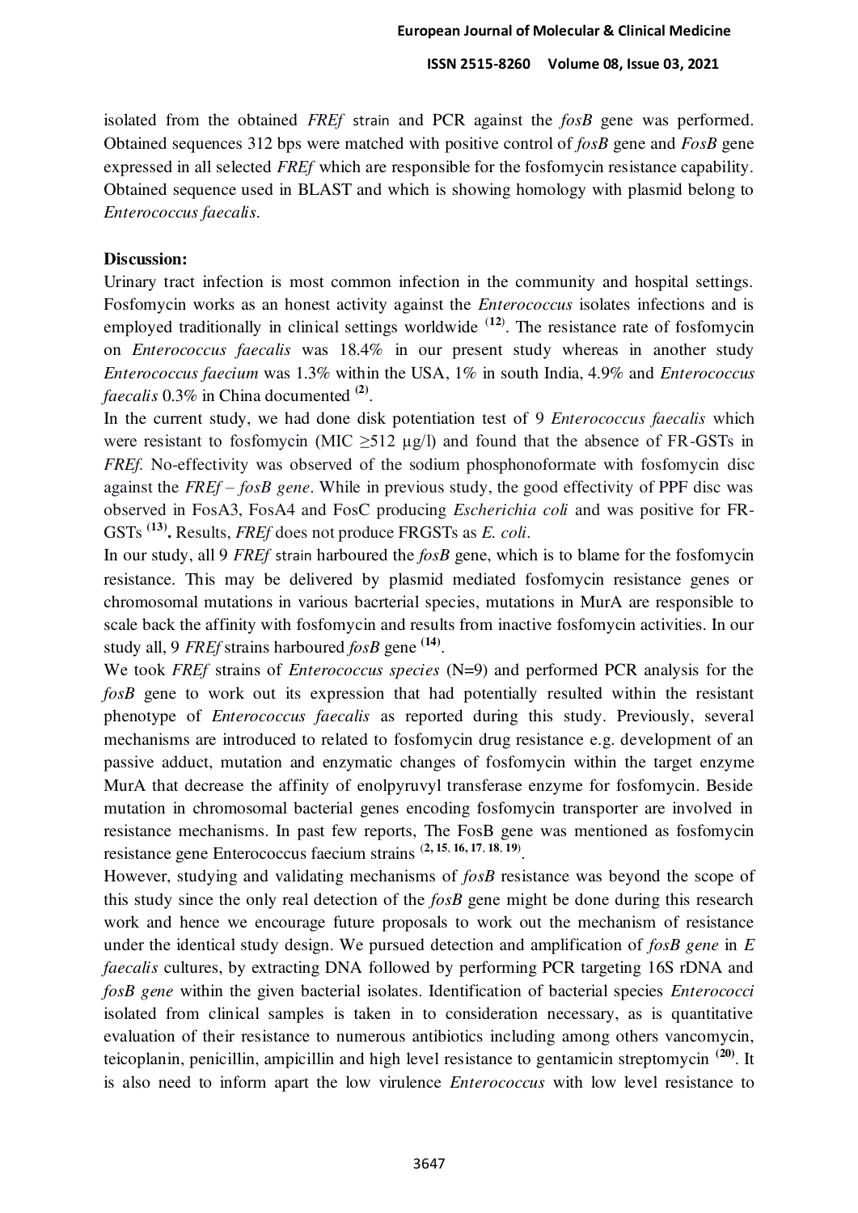isolated from the obtained *FREf* strain and PCR against the *fosB* gene was performed. Obtained sequences 312 bps were matched with positive control of *fosB* gene and *FosB* gene expressed in all selected *FREf* which are responsible for the fosfomycin resistance capability. Obtained sequence used in BLAST and which is showing homology with plasmid belong to *Enterococcus faecalis*.

**Discussion:**

Urinary tract infection is most common infection in the community and hospital settings. Fosfomycin works as an honest activity against the *Enterococcus* isolates infections and is employed traditionally in clinical settings worldwide [12]. The resistance rate of fosfomycin on *Enterococcus faecalis* was 18.4% in our present study whereas in another study *Enterococcus faecium* was 1.3% within the USA, 1% in south India, 4.9% and *Enterococcus faecalis* 0.3% in China documented [2].

In the current study, we had done disk potentiation test of 9 *Enterococcus faecalis* which were resistant to fosfomycin (MIC ≥512 µg/l) and found that the absence of FR-GSTs in *FREf*. No-effectivity was observed of the sodium phosphonoformate with fosfomycin disc against the *FREf – fosB gene*. While in previous study, the good effectivity of PPF disc was observed in FosA3, FosA4 and FosC producing *Escherichia coli* and was positive for FR-GSTs [13]**.** Results, *FREf* does not produce FRGSTs as *E. coli*.

In our study, all 9 *FREf* strain harboured the *fosB* gene, which is to blame for the fosfomycin resistance. This may be delivered by plasmid mediated fosfomycin resistance genes or chromosomal mutations in various bacrterial species, mutations in MurA are responsible to scale back the affinity with fosfomycin and results from inactive fosfomycin activities. In our study all, 9 *FREf* strains harboured *fosB* gene [14].

We took *FREf* strains of *Enterococcus species* (N=9) and performed PCR analysis for the *fosB* gene to work out its expression that had potentially resulted within the resistant phenotype of *Enterococcus faecalis* as reported during this study. Previously, several mechanisms are introduced to related to fosfomycin drug resistance e.g. development of an passive adduct, mutation and enzymatic changes of fosfomycin within the target enzyme MurA that decrease the affinity of enolpyruvyl transferase enzyme for fosfomycin. Beside mutation in chromosomal bacterial genes encoding fosfomycin transporter are involved in resistance mechanisms. In past few reports, The FosB gene was mentioned as fosfomycin resistance gene Enterococcus faecium strains [2, 15, 16, 17, 18, 19].

However, studying and validating mechanisms of *fosB* resistance was beyond the scope of this study since the only real detection of the *fosB* gene might be done during this research work and hence we encourage future proposals to work out the mechanism of resistance under the identical study design. We pursued detection and amplification of *fosB gene* in *E faecalis* cultures, by extracting DNA followed by performing PCR targeting 16S rDNA and *fosB gene* within the given bacterial isolates. Identification of bacterial species *Enterococci* isolated from clinical samples is taken in to consideration necessary, as is quantitative evaluation of their resistance to numerous antibiotics including among others vancomycin, teicoplanin, penicillin, ampicillin and high level resistance to gentamicin streptomycin [20]. It is also need to inform apart the low virulence *Enterococcus* with low level resistance to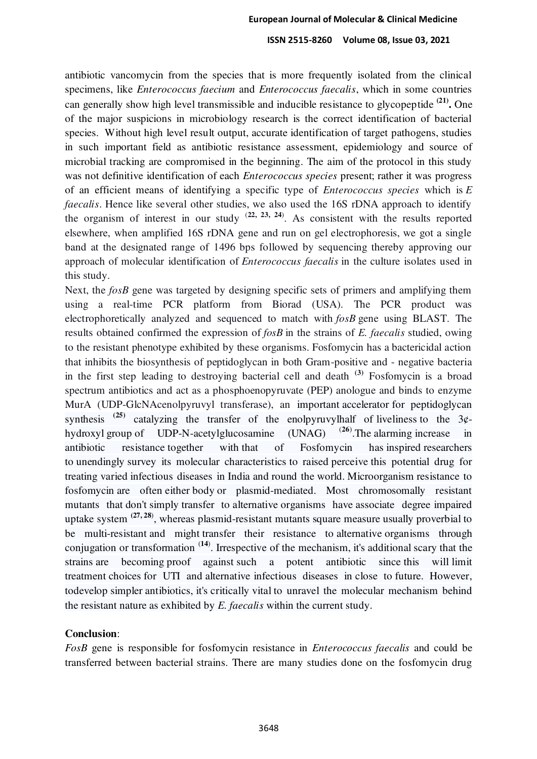antibiotic vancomycin from the species that is more frequently isolated from the clinical specimens, like *Enterococcus faecium* and *Enterococcus faecalis*, which in some countries can generally show high level transmissible and inducible resistance to glycopeptide [21]**.** One of the major suspicions in microbiology research is the correct identification of bacterial species. Without high level result output, accurate identification of target pathogens, studies in such important field as antibiotic resistance assessment, epidemiology and source of microbial tracking are compromised in the beginning. The aim of the protocol in this study was not definitive identification of each *Enterococcus species* present; rather it was progress of an efficient means of identifying a specific type of *Enterococcus species* which is *E faecalis*. Hence like several other studies, we also used the 16S rDNA approach to identify the organism of interest in our study [22, 23, 24]. As consistent with the results reported elsewhere, when amplified 16S rDNA gene and run on gel electrophoresis, we got a single band at the designated range of 1496 bps followed by sequencing thereby approving our approach of molecular identification of *Enterococcus faecalis* in the culture isolates used in this study.

Next, the *fosB* gene was targeted by designing specific sets of primers and amplifying them using a real-time PCR platform from Biorad (USA). The PCR product was electrophoretically analyzed and sequenced to match with *fosB* gene using BLAST. The results obtained confirmed the expression of *fosB* in the strains of *E. faecalis* studied, owing to the resistant phenotype exhibited by these organisms. Fosfomycin has a bactericidal action that inhibits the biosynthesis of peptidoglycan in both Gram-positive and - negative bacteria in the first step leading to destroying bacterial cell and death [3] Fosfomycin is a broad spectrum antibiotics and act as a phosphoenopyruvate (PEP) anologue and binds to enzyme MurA (UDP-GlcNAcenolpyruvyl transferase), an important accelerator for peptidoglycan synthesis [25] catalyzing the transfer of the enolpyruvylhalf of liveliness to the 3¢-hydroxyl group of UDP-N-acetylglucosamine (UNAG) [26].The alarming increase in antibiotic resistance together with that of Fosfomycin has inspired researchers to unendingly survey its molecular characteristics to raised perceive this potential drug for treating varied infectious diseases in India and round the world. Microorganism resistance to fosfomycin are often either body or plasmid-mediated. Most chromosomally resistant mutants that don't simply transfer to alternative organisms have associate degree impaired uptake system [27, 28], whereas plasmid-resistant mutants square measure usually proverbial to be multi-resistant and might transfer their resistance to alternative organisms through conjugation or transformation [14]. Irrespective of the mechanism, it's additional scary that the strains are becoming proof against such a potent antibiotic since this will limit treatment choices for UTI and alternative infectious diseases in close to future. However, todevelop simpler antibiotics, it's critically vital to unravel the molecular mechanism behind the resistant nature as exhibited by *E. faecalis* within the current study.

**Conclusion**:

*FosB* gene is responsible for fosfomycin resistance in *Enterococcus faecalis* and could be transferred between bacterial strains. There are many studies done on the fosfomycin drug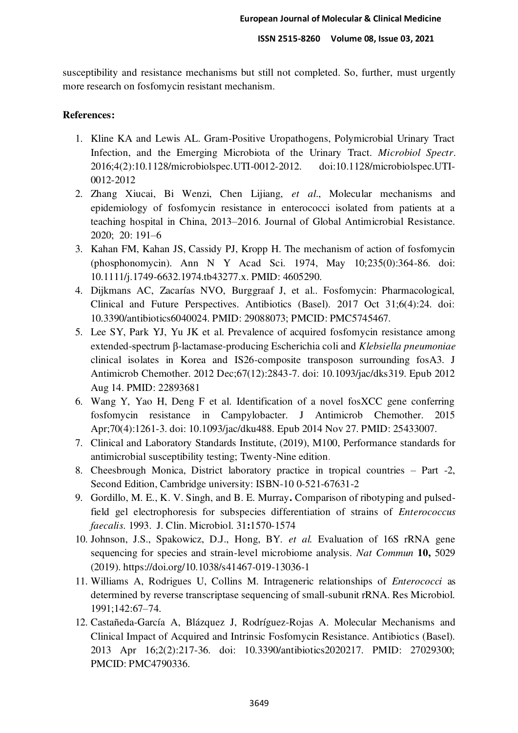susceptibility and resistance mechanisms but still not completed. So, further, must urgently more research on fosfomycin resistant mechanism.

**References:**

1. Kline KA and Lewis AL. Gram-Positive Uropathogens, Polymicrobial Urinary Tract Infection, and the Emerging Microbiota of the Urinary Tract. *Microbiol Spectr*. 2016;4(2):10.1128/microbiolspec.UTI-0012-2012. doi:10.1128/microbiolspec.UTI-0012-2012
2. Zhang Xiucai, Bi Wenzi, Chen Lijiang, *et al*., Molecular mechanisms and epidemiology of fosfomycin resistance in enterococci isolated from patients at a teaching hospital in China, 2013–2016. Journal of Global Antimicrobial Resistance. 2020; 20: 191–6
3. Kahan FM, Kahan JS, Cassidy PJ, Kropp H. The mechanism of action of fosfomycin (phosphonomycin). Ann N Y Acad Sci. 1974, May 10;235(0):364-86. doi: 10.1111/j.1749-6632.1974.tb43277.x. PMID: 4605290.
4. Dijkmans AC, Zacarías NVO, Burggraaf J, et al.. Fosfomycin: Pharmacological, Clinical and Future Perspectives. Antibiotics (Basel). 2017 Oct 31;6(4):24. doi: 10.3390/antibiotics6040024. PMID: 29088073; PMCID: PMC5745467.
5. Lee SY, Park YJ, Yu JK et al. Prevalence of acquired fosfomycin resistance among extended-spectrum β-lactamase-producing Escherichia coli and *Klebsiella pneumoniae* clinical isolates in Korea and IS26-composite transposon surrounding fosA3. J Antimicrob Chemother. 2012 Dec;67(12):2843-7. doi: 10.1093/jac/dks319. Epub 2012 Aug 14. PMID: 22893681
6. Wang Y, Yao H, Deng F et al. Identification of a novel fosXCC gene conferring fosfomycin resistance in Campylobacter. J Antimicrob Chemother. 2015 Apr;70(4):1261-3. doi: 10.1093/jac/dku488. Epub 2014 Nov 27. PMID: 25433007.
7. Clinical and Laboratory Standards Institute, (2019), M100, Performance standards for antimicrobial susceptibility testing; Twenty-Nine edition.
8. Cheesbrough Monica, District laboratory practice in tropical countries – Part -2, Second Edition, Cambridge university: ISBN-10 0-521-67631-2
9. Gordillo, M. E., K. V. Singh, and B. E. Murray**.** Comparison of ribotyping and pulsed-field gel electrophoresis for subspecies differentiation of strains of *Enterococcus faecalis.* 1993. J. Clin. Microbiol. 31**:**1570-1574
10. Johnson, J.S., Spakowicz, D.J., Hong, BY. *et al.* Evaluation of 16S rRNA gene sequencing for species and strain-level microbiome analysis. *Nat Commun* **10,** 5029 (2019). https://doi.org/10.1038/s41467-019-13036-1
11. Williams A, Rodrigues U, Collins M. Intrageneric relationships of *Enterococci* as determined by reverse transcriptase sequencing of small-subunit rRNA. Res Microbiol. 1991;142:67–74.
12. Castañeda-García A, Blázquez J, Rodríguez-Rojas A. Molecular Mechanisms and Clinical Impact of Acquired and Intrinsic Fosfomycin Resistance. Antibiotics (Basel). 2013 Apr 16;2(2):217-36. doi: 10.3390/antibiotics2020217. PMID: 27029300; PMCID: PMC4790336.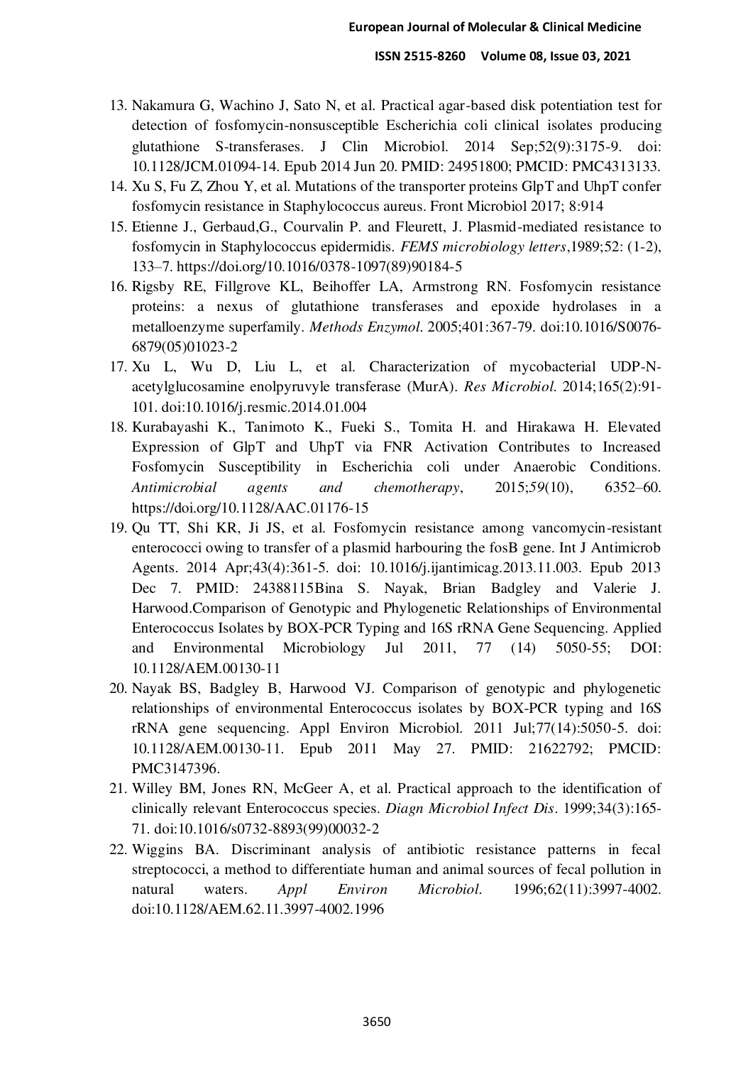13. Nakamura G, Wachino J, Sato N, et al. Practical agar-based disk potentiation test for detection of fosfomycin-nonsusceptible Escherichia coli clinical isolates producing glutathione S-transferases. J Clin Microbiol. 2014 Sep;52(9):3175-9. doi: 10.1128/JCM.01094-14. Epub 2014 Jun 20. PMID: 24951800; PMCID: PMC4313133.
14. Xu S, Fu Z, Zhou Y, et al. Mutations of the transporter proteins GlpT and UhpT confer fosfomycin resistance in Staphylococcus aureus. Front Microbiol 2017; 8:914
15. Etienne J., Gerbaud,G., Courvalin P. and Fleurett, J. Plasmid-mediated resistance to fosfomycin in Staphylococcus epidermidis. *FEMS microbiology letters*,1989;52: (1-2), 133–7. https://doi.org/10.1016/0378-1097(89)90184-5
16. Rigsby RE, Fillgrove KL, Beihoffer LA, Armstrong RN. Fosfomycin resistance proteins: a nexus of glutathione transferases and epoxide hydrolases in a metalloenzyme superfamily. *Methods Enzymol*. 2005;401:367-79. doi:10.1016/S0076-6879(05)01023-2
17. Xu L, Wu D, Liu L, et al. Characterization of mycobacterial UDP-N-acetylglucosamine enolpyruvyle transferase (MurA). *Res Microbiol*. 2014;165(2):91-101. doi:10.1016/j.resmic.2014.01.004
18. Kurabayashi K., Tanimoto K., Fueki S., Tomita H. and Hirakawa H. Elevated Expression of GlpT and UhpT via FNR Activation Contributes to Increased Fosfomycin Susceptibility in Escherichia coli under Anaerobic Conditions. *Antimicrobial agents and chemotherapy*, 2015;*59*(10), 6352–60. https://doi.org/10.1128/AAC.01176-15
19. Qu TT, Shi KR, Ji JS, et al. Fosfomycin resistance among vancomycin-resistant enterococci owing to transfer of a plasmid harbouring the fosB gene. Int J Antimicrob Agents. 2014 Apr;43(4):361-5. doi: 10.1016/j.ijantimicag.2013.11.003. Epub 2013 Dec 7. PMID: 24388115Bina S. Nayak, Brian Badgley and Valerie J. Harwood.Comparison of Genotypic and Phylogenetic Relationships of Environmental Enterococcus Isolates by BOX-PCR Typing and 16S rRNA Gene Sequencing. Applied and Environmental Microbiology Jul 2011, 77 (14) 5050-55; DOI: 10.1128/AEM.00130-11
20. Nayak BS, Badgley B, Harwood VJ. Comparison of genotypic and phylogenetic relationships of environmental Enterococcus isolates by BOX-PCR typing and 16S rRNA gene sequencing. Appl Environ Microbiol. 2011 Jul;77(14):5050-5. doi: 10.1128/AEM.00130-11. Epub 2011 May 27. PMID: 21622792; PMCID: PMC3147396.
21. Willey BM, Jones RN, McGeer A, et al. Practical approach to the identification of clinically relevant Enterococcus species. *Diagn Microbiol Infect Dis*. 1999;34(3):165-71. doi:10.1016/s0732-8893(99)00032-2
22. Wiggins BA. Discriminant analysis of antibiotic resistance patterns in fecal streptococci, a method to differentiate human and animal sources of fecal pollution in natural waters. *Appl Environ Microbiol*. 1996;62(11):3997-4002. doi:10.1128/AEM.62.11.3997-4002.1996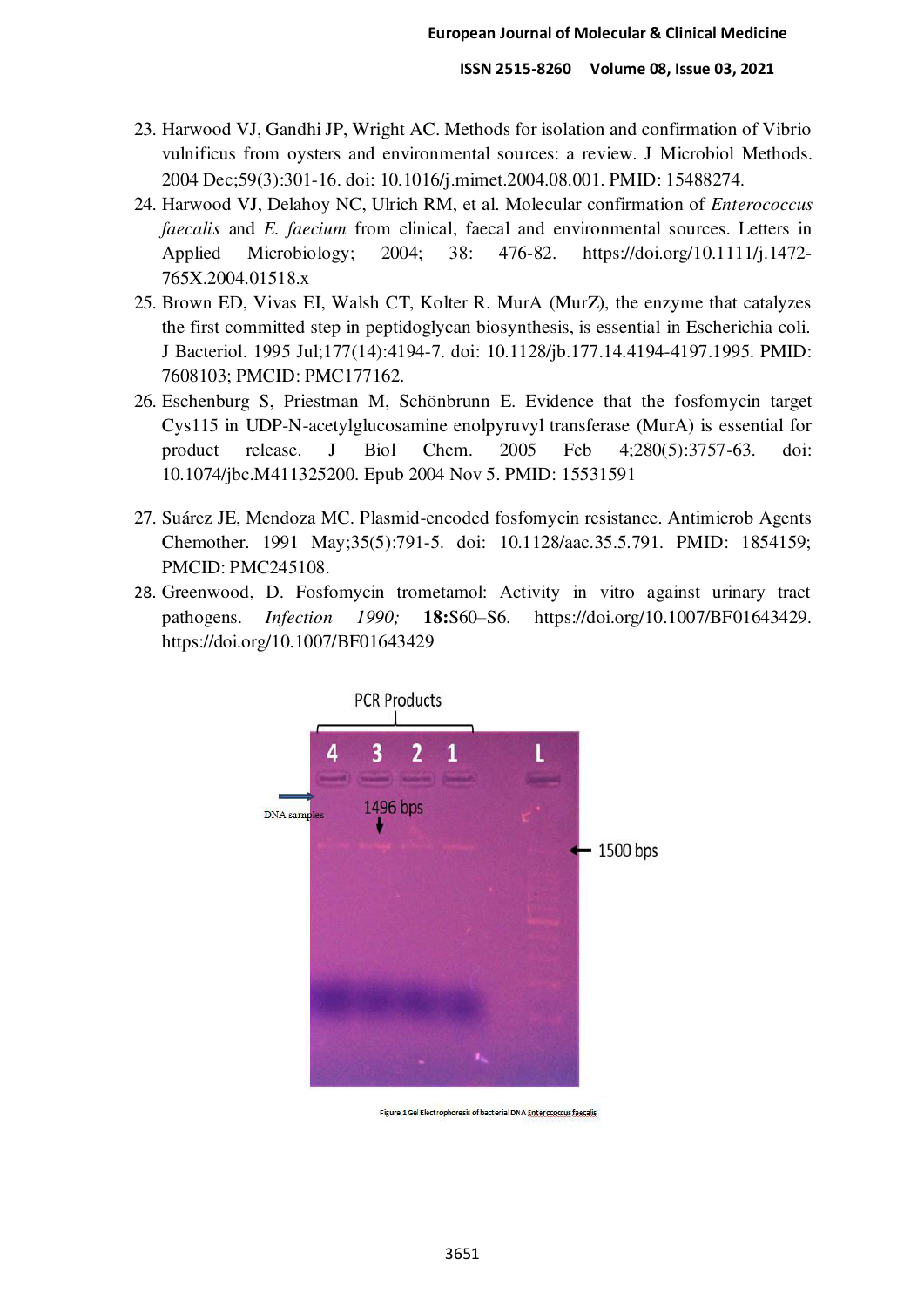23. Harwood VJ, Gandhi JP, Wright AC. Methods for isolation and confirmation of Vibrio vulnificus from oysters and environmental sources: a review. J Microbiol Methods. 2004 Dec;59(3):301-16. doi: 10.1016/j.mimet.2004.08.001. PMID: 15488274.
24. Harwood VJ, Delahoy NC, Ulrich RM, et al. Molecular confirmation of *Enterococcus faecalis* and *E. faecium* from clinical, faecal and environmental sources. Letters in Applied Microbiology; 2004; 38: 476-82. https://doi.org/10.1111/j.1472-765X.2004.01518.x
25. Brown ED, Vivas EI, Walsh CT, Kolter R. MurA (MurZ), the enzyme that catalyzes the first committed step in peptidoglycan biosynthesis, is essential in Escherichia coli. J Bacteriol. 1995 Jul;177(14):4194-7. doi: 10.1128/jb.177.14.4194-4197.1995. PMID: 7608103; PMCID: PMC177162.
26. Eschenburg S, Priestman M, Schönbrunn E. Evidence that the fosfomycin target Cys115 in UDP-N-acetylglucosamine enolpyruvyl transferase (MurA) is essential for product release. J Biol Chem. 2005 Feb 4;280(5):3757-63. doi: 10.1074/jbc.M411325200. Epub 2004 Nov 5. PMID: 15531591
27. Suárez JE, Mendoza MC. Plasmid-encoded fosfomycin resistance. Antimicrob Agents Chemother. 1991 May;35(5):791-5. doi: 10.1128/aac.35.5.791. PMID: 1854159; PMCID: PMC245108.
28. Greenwood, D. Fosfomycin trometamol: Activity in vitro against urinary tract pathogens. *Infection 1990;* **18:**S60–S6. https://doi.org/10.1007/BF01643429. https://doi.org/10.1007/BF01643429

PCR Products

4 3 2 1 L

DNA samples

1496 bps

1500 bps

Figure 1 Gel Electrophoresis of bacterial DNA Enterococcus faecalis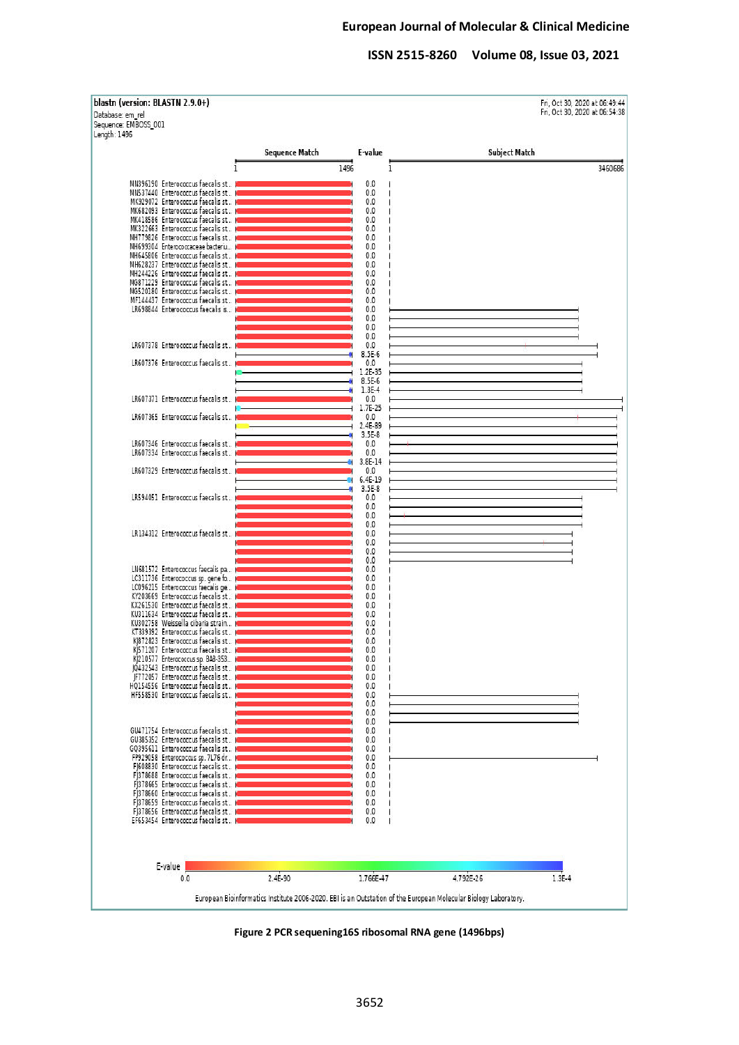blastn (version: BLASTN 2.9.0+)
Database: em_rel
Sequence: EMBOSS_001
Length: 1496

Fri, Oct 30, 2020 at 06:49:44
Fri, Oct 30, 2020 at 06:54:38

Sequence Match
E-value
Subject Match

1
1496
1
3460686

MN396190 Enterococcus faecalis st..
MN537440 Enterococcus faecalis st..
MK929072 Enterococcus faecalis st..
MK682093 Enterococcus faecalis st..
MK418586 Enterococcus faecalis st..
MK322663 Enterococcus faecalis st..
MH779826 Enterococcus faecalis st..
MH699304 Enterococcaceae bacteriu..
MH645806 Enterococcus faecalis st..
MH628237 Enterococcus faecalis st..
MH244226 Enterococcus faecalis st..
MG871229 Enterococcus faecalis st..
MG520180 Enterococcus faecalis st..
MF144437 Enterococcus faecalis st..
LR698844 Enterococcus faecalis s..
LR607378 Enterococcus faecalis st..
LR607376 Enterococcus faecalis st..
LR607371 Enterococcus faecalis st..
LR607365 Enterococcus faecalis st..
LR607346 Enterococcus faecalis st..
LR607334 Enterococcus faecalis st..
LR607329 Enterococcus faecalis st..
LR594051 Enterococcus faecalis st..
LR134312 Enterococcus faecalis st..
LN681572 Enterococcus faecalis pa..
LC311736 Enterococcus sp. gene fo..
LC096215 Enterococcus faecalis ge..
KY203669 Enterococcus faecalis st..
KX261530 Enterococcus faecalis st..
KU311634 Enterococcus faecalis st..
KU302758 Weissella cibaria strain..
KT339392 Enterococcus faecalis st..
KJ872823 Enterococcus faecalis st..
KJ571207 Enterococcus faecalis st..
KJ210577 Enterococcus sp. BAB-353..
JQ432543 Enterococcus faecalis st..
JF772057 Enterococcus faecalis st..
HQ154556 Enterococcus faecalis st..
HF558530 Enterococcus faecalis st..
GU471754 Enterococcus faecalis st..
GU385352 Enterococcus faecalis st..
GQ395611 Enterococcus faecalis st..
FP929058 Enterococcus sp. 7L76 dr..
FJ608830 Enterococcus faecalis st..
FJ378688 Enterococcus faecalis st..
FJ378665 Enterococcus faecalis st..
FJ378660 Enterococcus faecalis st..
FJ378659 Enterococcus faecalis st..
FJ378656 Enterococcus faecalis st..
EF653454 Enterococcus faecalis st..

0.0
0.0
0.0
0.0
0.0
0.0
0.0
0.0
0.0
0.0
0.0
0.0
0.0
0.0
0.0
0.0
0.0
0.0
0.0
8.5E-6
0.0
1.2E-35
8.5E-6
1.3E-4
0.0
1.7E-25
0.0
2.4E-89
3.5E-8
0.0
0.0
3.8E-14
0.0
6.4E-19
3.5E-8
0.0
0.0
0.0
0.0
0.0
0.0
0.0
0.0
0.0
0.0
0.0
0.0
0.0
0.0
0.0
0.0
0.0
0.0
0.0
0.0
0.0
0.0
0.0
0.0
0.0
0.0
0.0
0.0
0.0
0.0
0.0
0.0
0.0
0.0
0.0
0.0
0.0
0.0

E-value
0.0
2.4E-90
1.766E-47
4.792E-26
1.3E-4

European Bioinformatics Institute 2006-2020. EBI is an Outstation of the European Molecular Biology Laboratory.

**Figure 2 PCR sequening16S ribosomal RNA gene (1496bps)**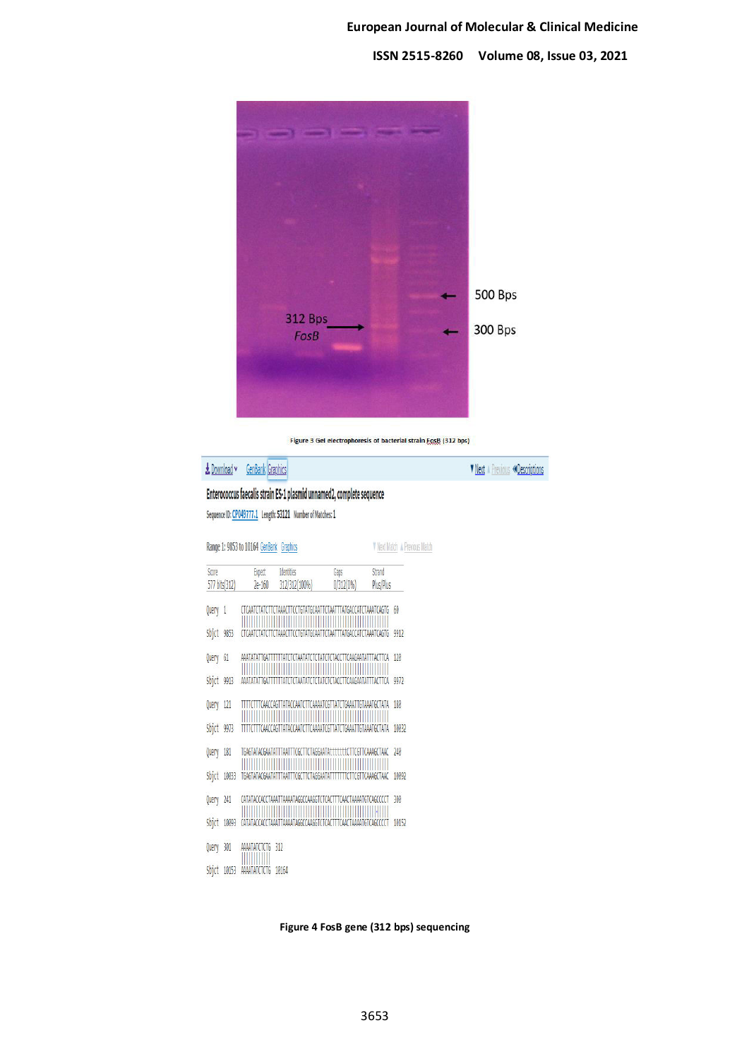500 Bps

312 Bps
*FosB*

300 Bps

Figure 3 Gel electrophoresis of bacterial strain FosB (312 bps)

Download GenBank Graphics

Next Previous Descriptions

**Enterococcus faecalis strain ES-1 plasmid unnamed2, complete sequence**

Sequence ID: CP049777.1 Length: 53121 Number of Matches: 1

Range 1: 9853 to 10164 GenBank Graphics

Next Match Previous Match

| Score | Expect | Identities | Gaps | Strand |
|---|---|---|---|---|
| 577 bits(312) | 2e-160 | 312/312(100%) | 0/312(0%) | Plus/Plus |

```
Query  1      CTCAATCTATCTTCTAAACTTCCTGTATGCAATTCTAATTTATGACCATCTAAATCAGTG  60
Sbjct  9853   CTCAATCTATCTTCTAAACTTCCTGTATGCAATTCTAATTTATGACCATCTAAATCAGTG  9912

Query  61     AAATATATTGATTTTTTATCTCTAATATCTCTATCTCTACCTTCAAGAATATTTACTTCA  120
Sbjct  9913   AAATATATTGATTTTTTATCTCTAATATCTCTATCTCTACCTTCAAGAATATTTACTTCA  9972

Query  121    TTTTCTTTCAACCAGTTATACCAATCTTCAAAATCGTTATCTGAAATTGTAAATGCTATA  180
Sbjct  9973   TTTTCTTTCAACCAGTTATACCAATCTTCAAAATCGTTATCTGAAATTGTAAATGCTATA  10032

Query  181    TGAGTATACGAATATTTAATTTCGCTTCTAGGAATAtttttttCTTCGTTCAAAGCTAAC  240
Sbjct  10033  TGAGTATACGAATATTTAATTTCGCTTCTAGGAATATTTTTTTCTTCGTTCAAAGCTAAC  10092

Query  241    CATATACCACCTAAATTAAAATAGGCCAAGGTCTCACTTTCAACTAAAATGTCAGCCCCT  300
Sbjct  10093  CATATACCACCTAAATTAAAATAGGCCAAGGTCTCACTTTCAACTAAAATGTCAGCCCCT  10152

Query  301    AAAATATCTCTG  312
Sbjct  10153  AAAATATCTCTG  10164
```

**Figure 4 FosB gene (312 bps) sequencing**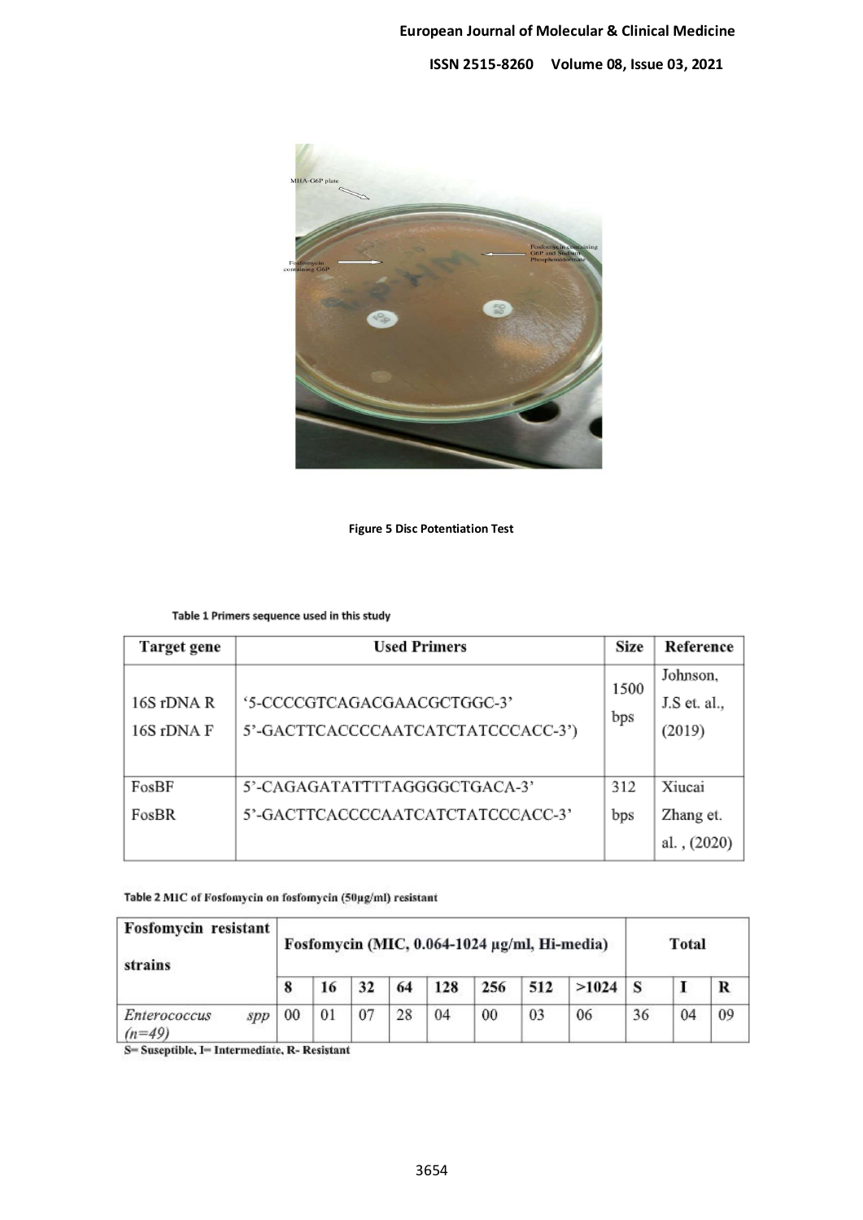MHA-G6P plate

Fosfomycin containing G6P

Fosfomycin containing G6P and Sodium Phosphonoformate

Figure 5 Disc Potentiation Test

Table 1 Primers sequence used in this study

| Target gene | Used Primers | Size | Reference |
| --- | --- | --- | --- |
| 16S rDNA R<br>16S rDNA F | '5-CCCCGTCAGACGAACGCTGGC-3'<br>5'-GACTTCACCCCAATCATCTATCCCACC-3') | 1500 bps | Johnson, J.S et. al., (2019) |
| FosBF<br>FosBR | 5'-CAGAGATATTTTAGGGGCTGACA-3'<br>5'-GACTTCACCCCAATCATCTATCCCACC-3' | 312 bps | Xiucai Zhang et. al. , (2020) |

Table 2 MIC of Fosfomycin on fosfomycin (50µg/ml) resistant

| Fosfomycin resistant strains | Fosfomycin (MIC, 0.064-1024 µg/ml, Hi-media) | | | | | | | | Total | | |
| --- | --- | --- | --- | --- | --- | --- | --- | --- | --- | --- | --- |
| | 8 | 16 | 32 | 64 | 128 | 256 | 512 | >1024 | S | I | R |
| *Enterococcus spp (n=49)* | 00 | 01 | 07 | 28 | 04 | 00 | 03 | 06 | 36 | 04 | 09 |

S= Suseptible, I= Intermediate, R- Resistant